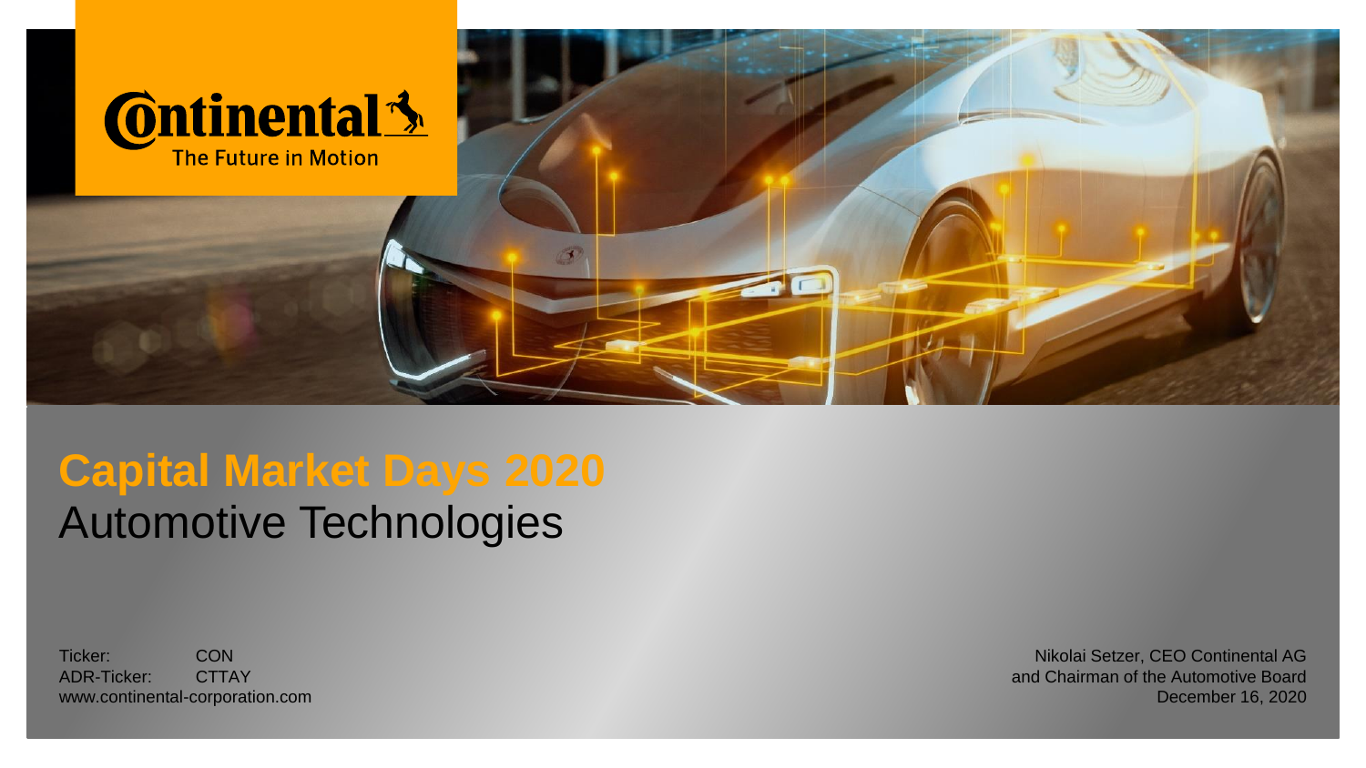Continental
The Future in Motion

# Capital Market Days 2020

## Automotive Technologies

Ticker: CON
ADR-Ticker: CTTAY
www.continental-corporation.com

Nikolai Setzer, CEO Continental AG
and Chairman of the Automotive Board
December 16, 2020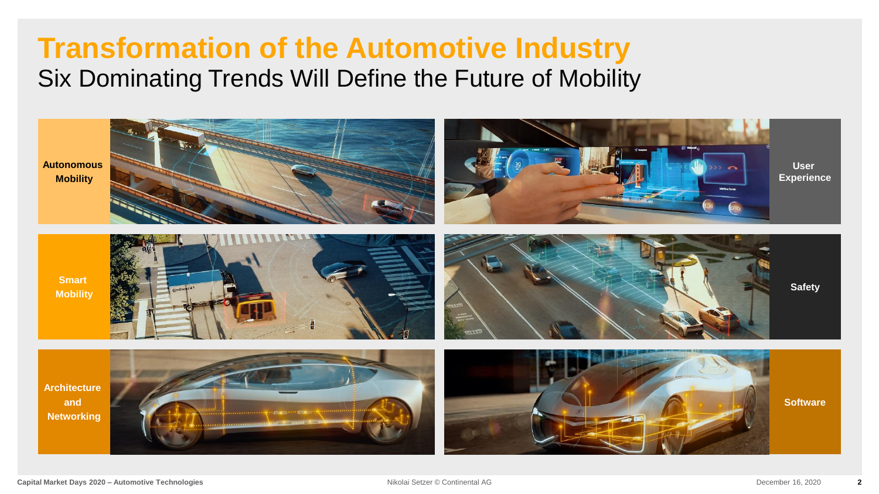# Transformation of the Automotive Industry

## Six Dominating Trends Will Define the Future of Mobility

**Autonomous Mobility**

**User Experience**

**Smart Mobility**

**Safety**

**Architecture and Networking**

**Software**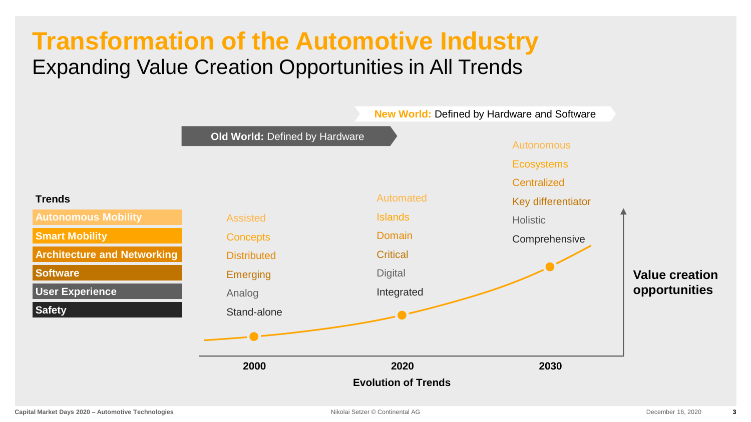# Transformation of the Automotive Industry

## Expanding Value Creation Opportunities in All Trends

**New World:** Defined by Hardware and Software

**Old World:** Defined by Hardware

**Trends**

- Autonomous Mobility
- Smart Mobility
- Architecture and Networking
- Software
- User Experience
- Safety

2000:
Assisted
Concepts
Distributed
Emerging
Analog
Stand-alone

2020:
Automated
Islands
Domain
Critical
Digital
Integrated

2030:
Autonomous
Ecosystems
Centralized
Key differentiator
Holistic
Comprehensive

**Value creation opportunities**

2000
2020
2030

**Evolution of Trends**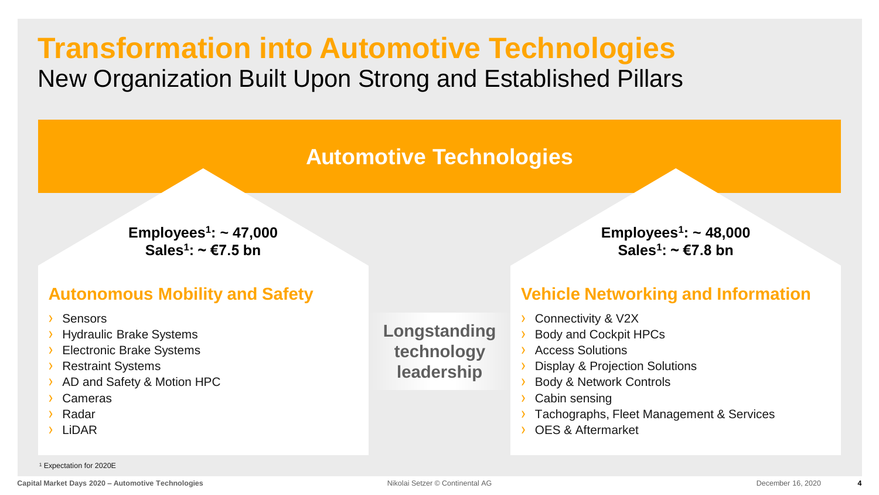# Transformation into Automotive Technologies

## New Organization Built Upon Strong and Established Pillars

### Automotive Technologies

**Employees[1]: ~ 47,000**
**Sales[1]: ~ €7.5 bn**

### Autonomous Mobility and Safety

- Sensors
- Hydraulic Brake Systems
- Electronic Brake Systems
- Restraint Systems
- AD and Safety & Motion HPC
- Cameras
- Radar
- LiDAR

**Longstanding technology leadership**

**Employees[1]: ~ 48,000**
**Sales[1]: ~ €7.8 bn**

### Vehicle Networking and Information

- Connectivity & V2X
- Body and Cockpit HPCs
- Access Solutions
- Display & Projection Solutions
- Body & Network Controls
- Cabin sensing
- Tachographs, Fleet Management & Services
- OES & Aftermarket

[1] Expectation for 2020E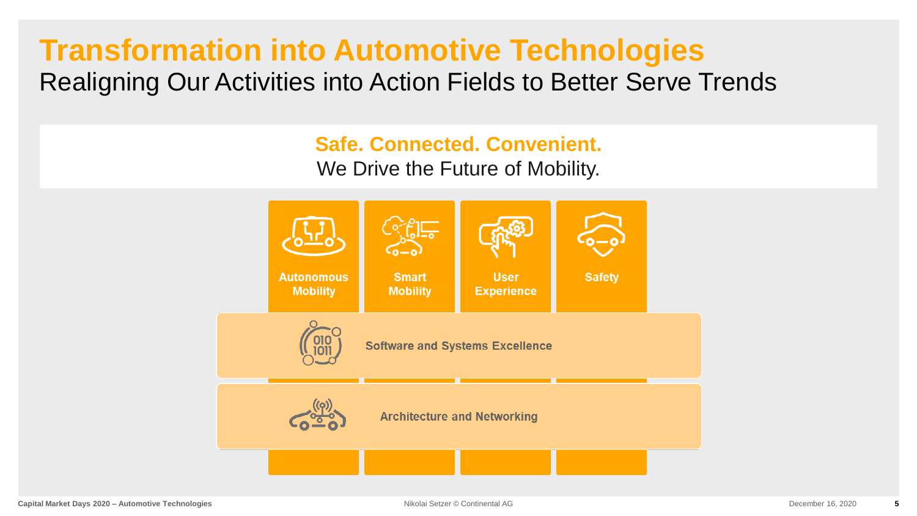# Transformation into Automotive Technologies

## Realigning Our Activities into Action Fields to Better Serve Trends

**Safe. Connected. Convenient.**

We Drive the Future of Mobility.

**Autonomous Mobility**

**Smart Mobility**

**User Experience**

**Safety**

**Software and Systems Excellence**

**Architecture and Networking**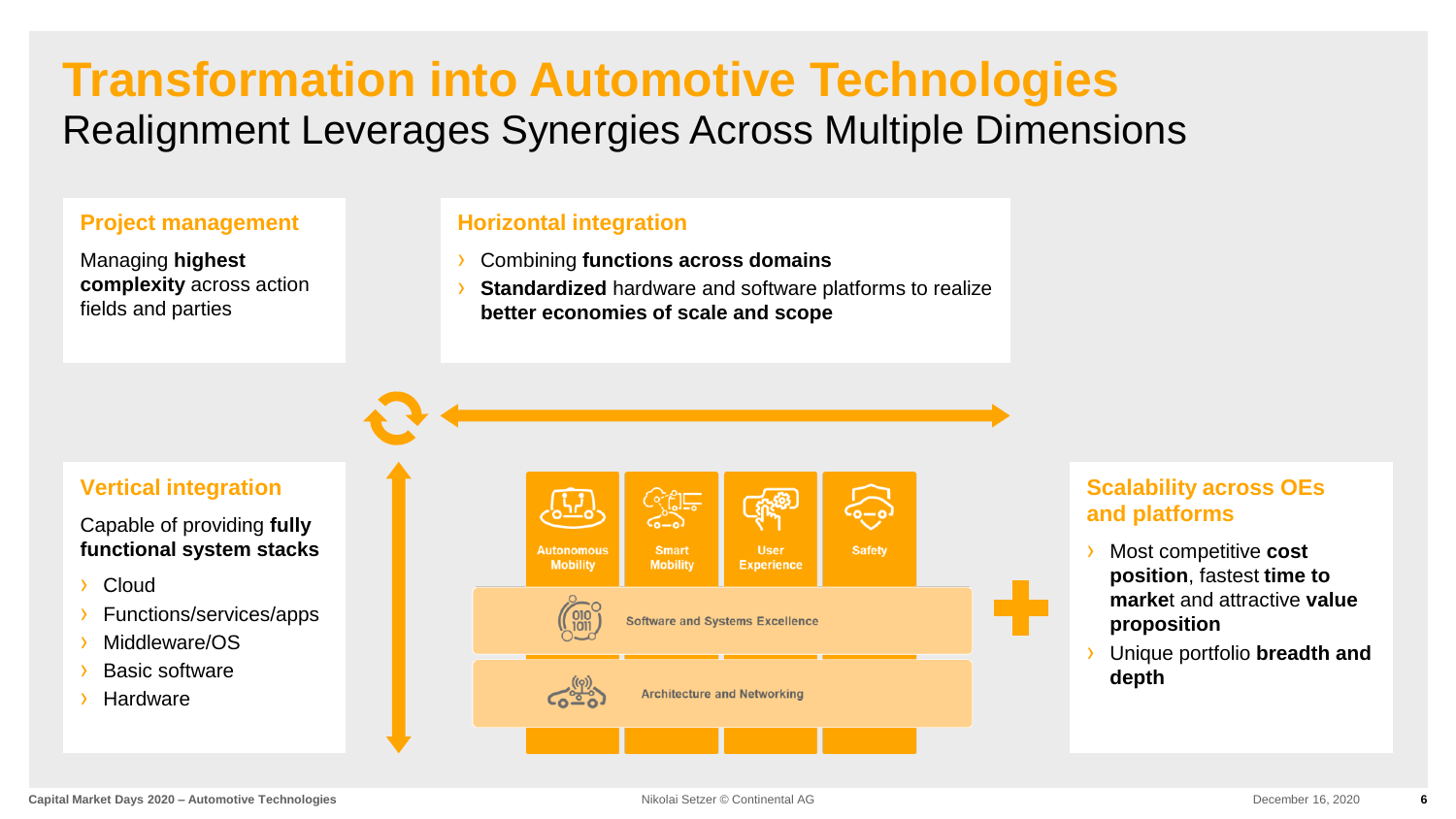# Transformation into Automotive Technologies

## Realignment Leverages Synergies Across Multiple Dimensions

### Project management

Managing **highest complexity** across action fields and parties

### Horizontal integration

- Combining **functions across domains**
- **Standardized** hardware and software platforms to realize **better economies of scale and scope**

### Vertical integration

Capable of providing **fully functional system stacks**

- Cloud
- Functions/services/apps
- Middleware/OS
- Basic software
- Hardware

Autonomous Mobility

Smart Mobility

User Experience

Safety

Software and Systems Excellence

Architecture and Networking

### Scalability across OEs and platforms

- Most competitive **cost position**, fastest **time to market** and attractive **value proposition**
- Unique portfolio **breadth and depth**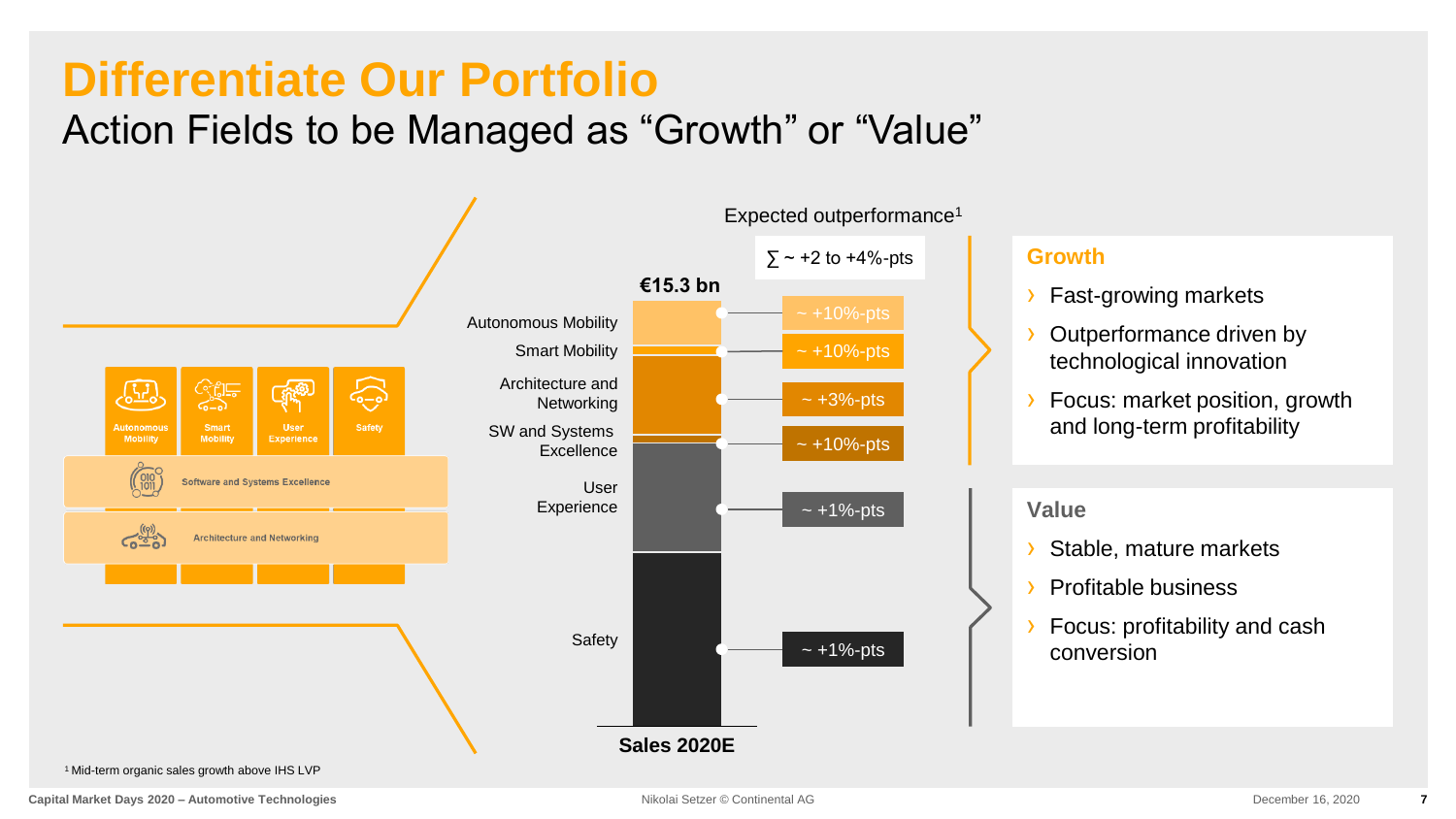# Differentiate Our Portfolio

## Action Fields to be Managed as "Growth" or "Value"

Autonomous Mobility
Smart Mobility
User Experience
Safety
Software and Systems Excellence
Architecture and Networking

Expected outperformance[1]

∑ ~ +2 to +4%-pts

€15.3 bn

Autonomous Mobility ~ +10%-pts
Smart Mobility ~ +10%-pts
Architecture and Networking ~ +3%-pts
SW and Systems Excellence ~ +10%-pts
User Experience ~ +1%-pts
Safety ~ +1%-pts

Sales 2020E

### Growth

- Fast-growing markets
- Outperformance driven by technological innovation
- Focus: market position, growth and long-term profitability

### Value

- Stable, mature markets
- Profitable business
- Focus: profitability and cash conversion

[1] Mid-term organic sales growth above IHS LVP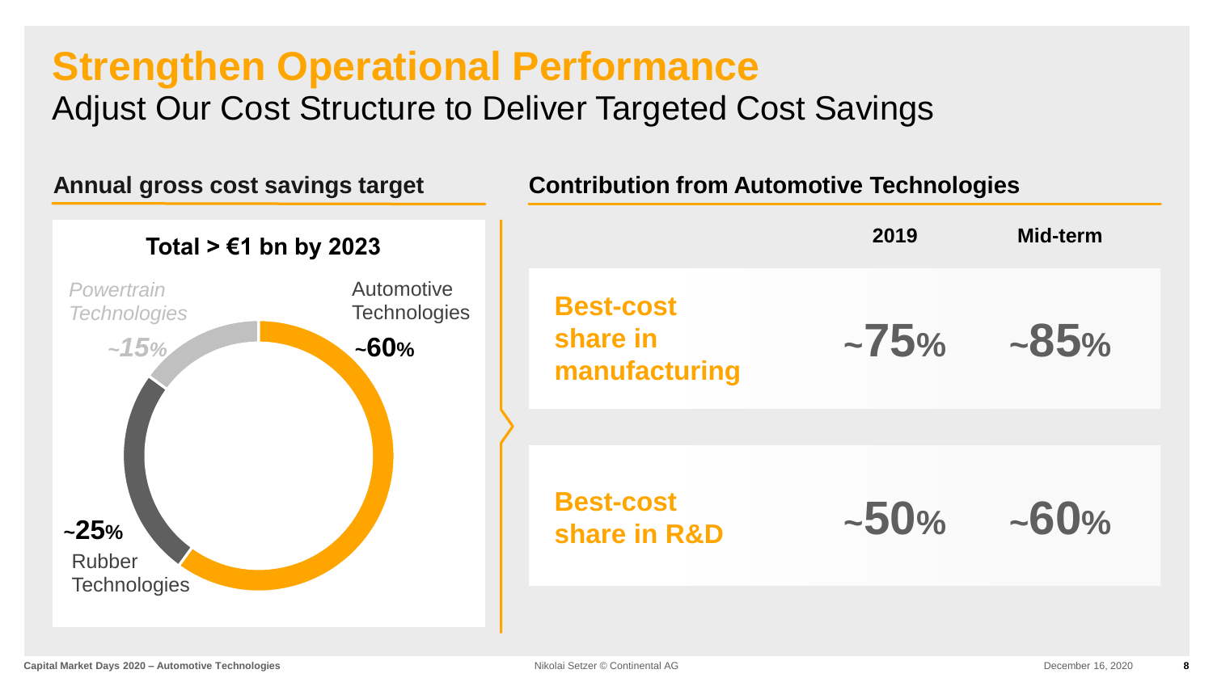# Strengthen Operational Performance

## Adjust Our Cost Structure to Deliver Targeted Cost Savings

### Annual gross cost savings target

**Total > €1 bn by 2023**

*Powertrain Technologies*
*~15%*

Automotive Technologies
**~60%**

**~25%**
Rubber Technologies

### Contribution from Automotive Technologies

| | 2019 | Mid-term |
|---|---|---|
| **Best-cost share in manufacturing** | ~75% | ~85% |
| **Best-cost share in R&D** | ~50% | ~60% |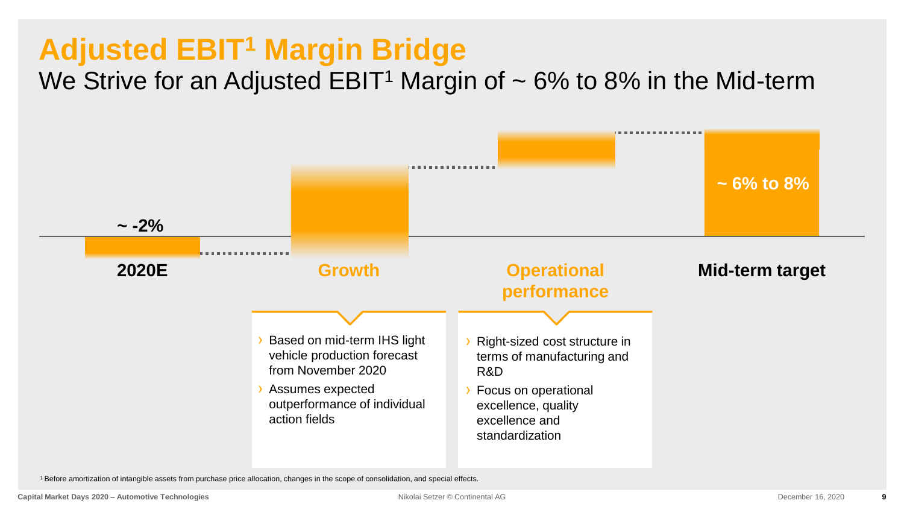# Adjusted EBIT[1] Margin Bridge

## We Strive for an Adjusted EBIT[1] Margin of ~ 6% to 8% in the Mid-term

~ -2%

2020E

Growth

Operational performance

~ 6% to 8%

Mid-term target

**Growth**

- Based on mid-term IHS light vehicle production forecast from November 2020
- Assumes expected outperformance of individual action fields

**Operational performance**

- Right-sized cost structure in terms of manufacturing and R&D
- Focus on operational excellence, quality excellence and standardization

[1] Before amortization of intangible assets from purchase price allocation, changes in the scope of consolidation, and special effects.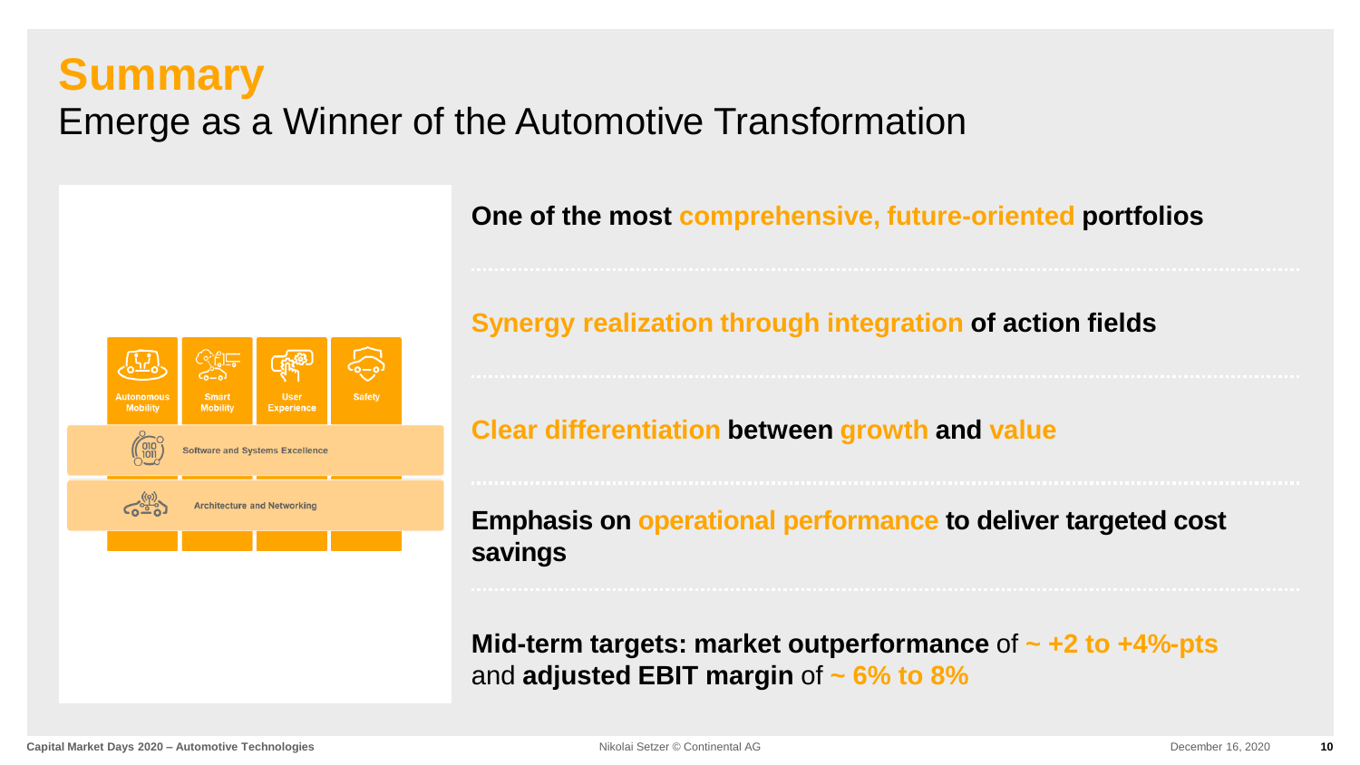# Summary

## Emerge as a Winner of the Automotive Transformation

Autonomous Mobility

Smart Mobility

User Experience

Safety

Software and Systems Excellence

Architecture and Networking

**One of the most comprehensive, future-oriented portfolios**

**Synergy realization through integration of action fields**

**Clear differentiation between growth and value**

**Emphasis on operational performance to deliver targeted cost savings**

**Mid-term targets: market outperformance** of **~ +2 to +4%-pts** and **adjusted EBIT margin** of **~ 6% to 8%**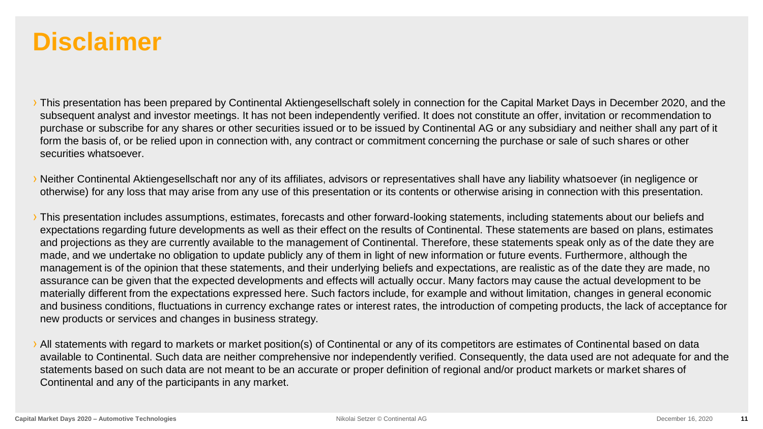# Disclaimer

- This presentation has been prepared by Continental Aktiengesellschaft solely in connection for the Capital Market Days in December 2020, and the subsequent analyst and investor meetings. It has not been independently verified. It does not constitute an offer, invitation or recommendation to purchase or subscribe for any shares or other securities issued or to be issued by Continental AG or any subsidiary and neither shall any part of it form the basis of, or be relied upon in connection with, any contract or commitment concerning the purchase or sale of such shares or other securities whatsoever.

- Neither Continental Aktiengesellschaft nor any of its affiliates, advisors or representatives shall have any liability whatsoever (in negligence or otherwise) for any loss that may arise from any use of this presentation or its contents or otherwise arising in connection with this presentation.

- This presentation includes assumptions, estimates, forecasts and other forward-looking statements, including statements about our beliefs and expectations regarding future developments as well as their effect on the results of Continental. These statements are based on plans, estimates and projections as they are currently available to the management of Continental. Therefore, these statements speak only as of the date they are made, and we undertake no obligation to update publicly any of them in light of new information or future events. Furthermore, although the management is of the opinion that these statements, and their underlying beliefs and expectations, are realistic as of the date they are made, no assurance can be given that the expected developments and effects will actually occur. Many factors may cause the actual development to be materially different from the expectations expressed here. Such factors include, for example and without limitation, changes in general economic and business conditions, fluctuations in currency exchange rates or interest rates, the introduction of competing products, the lack of acceptance for new products or services and changes in business strategy.

- All statements with regard to markets or market position(s) of Continental or any of its competitors are estimates of Continental based on data available to Continental. Such data are neither comprehensive nor independently verified. Consequently, the data used are not adequate for and the statements based on such data are not meant to be an accurate or proper definition of regional and/or product markets or market shares of Continental and any of the participants in any market.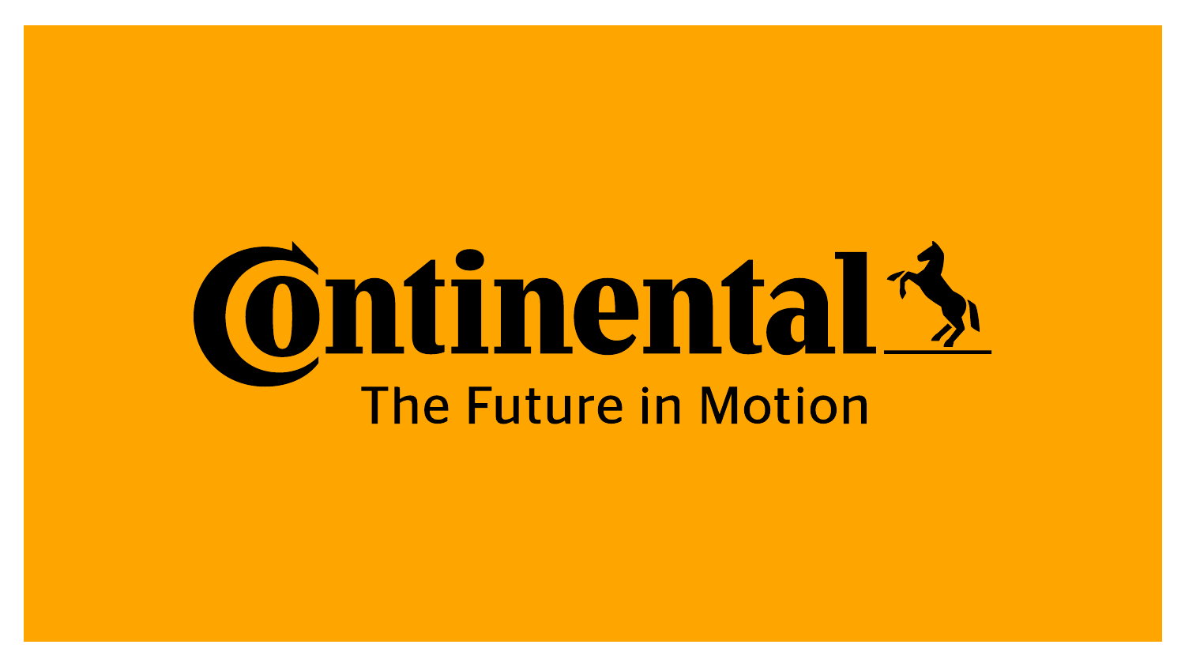Continental

The Future in Motion